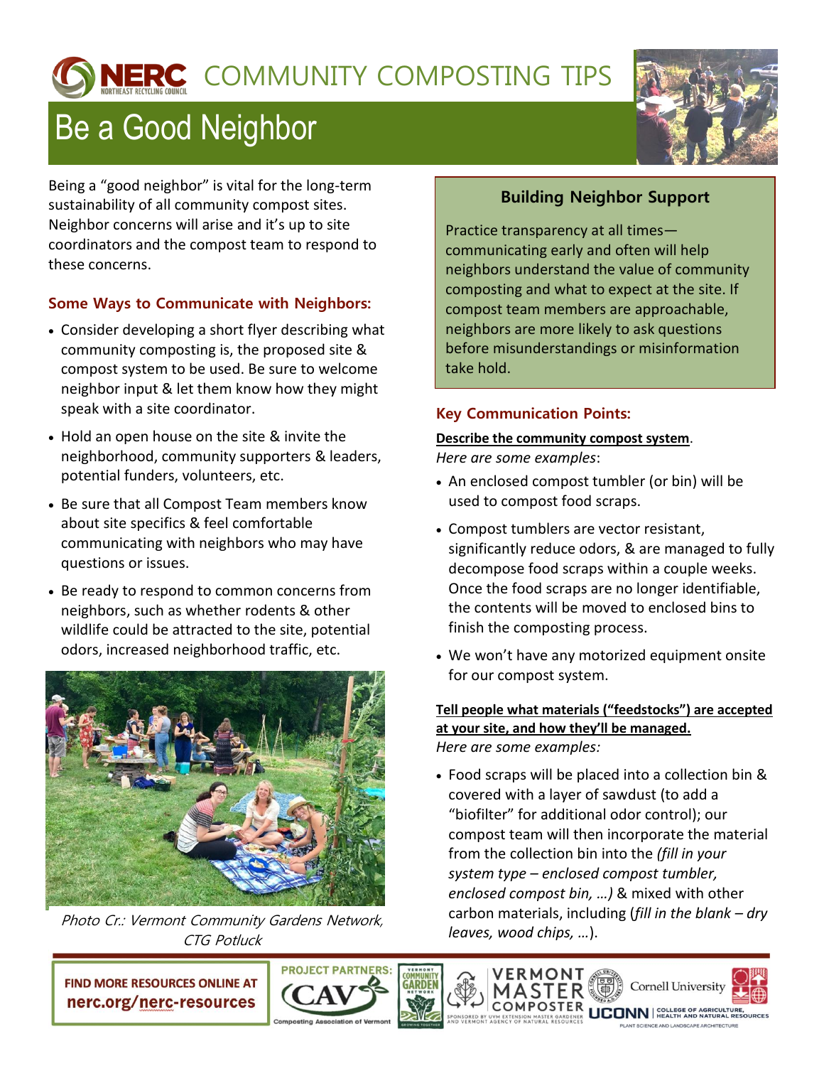# NERC COMMUNITY COMPOSTING TIPS

## Be a Good Neighbor

Being a "good neighbor" is vital for the long-term sustainability of all community compost sites. Neighbor concerns will arise and it's up to site coordinators and the compost team to respond to these concerns.

### Some Ways to Communicate with Neighbors:

- Consider developing a short flyer describing what community composting is, the proposed site & compost system to be used. Be sure to welcome neighbor input & let them know how they might speak with a site coordinator.
- Hold an open house on the site & invite the neighborhood, community supporters & leaders, potential funders, volunteers, etc.
- Be sure that all Compost Team members know about site specifics & feel comfortable communicating with neighbors who may have questions or issues.
- Be ready to respond to common concerns from neighbors, such as whether rodents & other wildlife could be attracted to the site, potential odors, increased neighborhood traffic, etc.

*Photo Cr.: Vermont Community Gardens Network, CTG Potluck*

### Building Neighbor Support

Practice transparency at all times—communicating early and often will help neighbors understand the value of community composting and what to expect at the site. If compost team members are approachable, neighbors are more likely to ask questions before misunderstandings or misinformation take hold.

### Key Communication Points:

**Describe the community compost system**.
*Here are some examples*:

- An enclosed compost tumbler (or bin) will be used to compost food scraps.
- Compost tumblers are vector resistant, significantly reduce odors, & are managed to fully decompose food scraps within a couple weeks. Once the food scraps are no longer identifiable, the contents will be moved to enclosed bins to finish the composting process.
- We won't have any motorized equipment onsite for our compost system.

**Tell people what materials ("feedstocks") are accepted at your site, and how they'll be managed.**
*Here are some examples:*

- Food scraps will be placed into a collection bin & covered with a layer of sawdust (to add a "biofilter" for additional odor control); our compost team will then incorporate the material from the collection bin into the *(fill in your system type – enclosed compost tumbler, enclosed compost bin, …)* & mixed with other carbon materials, including (*fill in the blank – dry leaves, wood chips, …*).

FIND MORE RESOURCES ONLINE AT nerc.org/nerc-resources

PROJECT PARTNERS: CAV Composting Association of Vermont; Vermont Community Garden Network; Vermont Master Composter; Cornell University; UCONN College of Agriculture, Health and Natural Resources, Plant Science and Landscape Architecture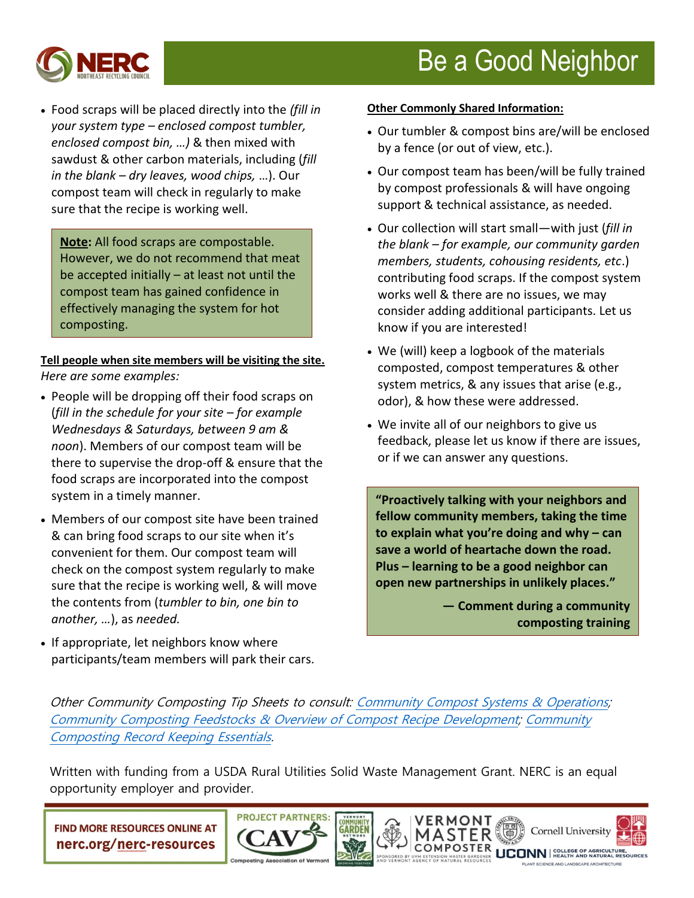# Be a Good Neighbor

- Food scraps will be placed directly into the *(fill in your system type – enclosed compost tumbler, enclosed compost bin, …)* & then mixed with sawdust & other carbon materials, including (*fill in the blank – dry leaves, wood chips, …*). Our compost team will check in regularly to make sure that the recipe is working well.

> **Note:** All food scraps are compostable. However, we do not recommend that meat be accepted initially – at least not until the compost team has gained confidence in effectively managing the system for hot composting.

**Tell people when site members will be visiting the site.**
*Here are some examples:*

- People will be dropping off their food scraps on (*fill in the schedule for your site – for example Wednesdays & Saturdays, between 9 am & noon*). Members of our compost team will be there to supervise the drop-off & ensure that the food scraps are incorporated into the compost system in a timely manner.
- Members of our compost site have been trained & can bring food scraps to our site when it's convenient for them. Our compost team will check on the compost system regularly to make sure that the recipe is working well, & will move the contents from (*tumbler to bin, one bin to another, …*), as *needed.*
- If appropriate, let neighbors know where participants/team members will park their cars.

**Other Commonly Shared Information:**

- Our tumbler & compost bins are/will be enclosed by a fence (or out of view, etc.).
- Our compost team has been/will be fully trained by compost professionals & will have ongoing support & technical assistance, as needed.
- Our collection will start small—with just (*fill in the blank – for example, our community garden members, students, cohousing residents, etc*.) contributing food scraps. If the compost system works well & there are no issues, we may consider adding additional participants. Let us know if you are interested!
- We (will) keep a logbook of the materials composted, compost temperatures & other system metrics, & any issues that arise (e.g., odor), & how these were addressed.
- We invite all of our neighbors to give us feedback, please let us know if there are issues, or if we can answer any questions.

> **"Proactively talking with your neighbors and fellow community members, taking the time to explain what you're doing and why – can save a world of heartache down the road. Plus – learning to be a good neighbor can open new partnerships in unlikely places."**
>
> **— Comment during a community composting training**

*Other Community Composting Tip Sheets to consult: Community Compost Systems & Operations; Community Composting Feedstocks & Overview of Compost Recipe Development; Community Composting Record Keeping Essentials.*

Written with funding from a USDA Rural Utilities Solid Waste Management Grant. NERC is an equal opportunity employer and provider.

**FIND MORE RESOURCES ONLINE AT nerc.org/nerc-resources**

PROJECT PARTNERS: CAV Composting Association of Vermont; Vermont Community Garden Network; Vermont Master Composter; Cornell University; UCONN College of Agriculture, Health and Natural Resources